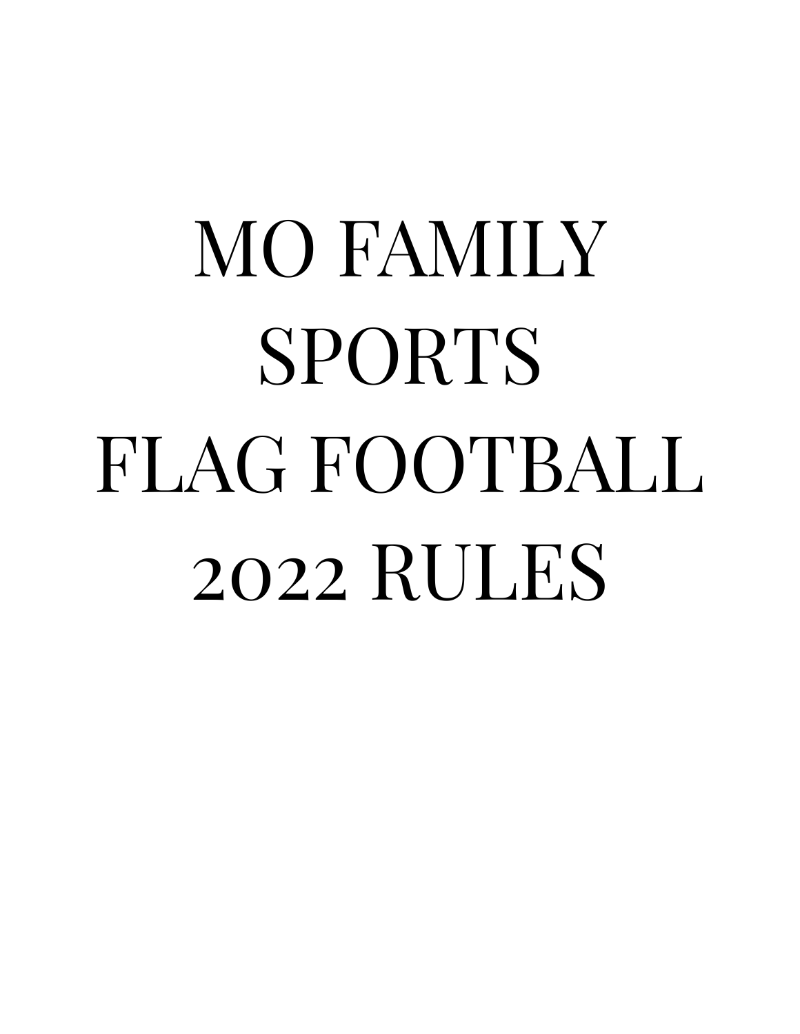# MO FAMILY SPORTS FLAG FOOTBALL 2022 RULES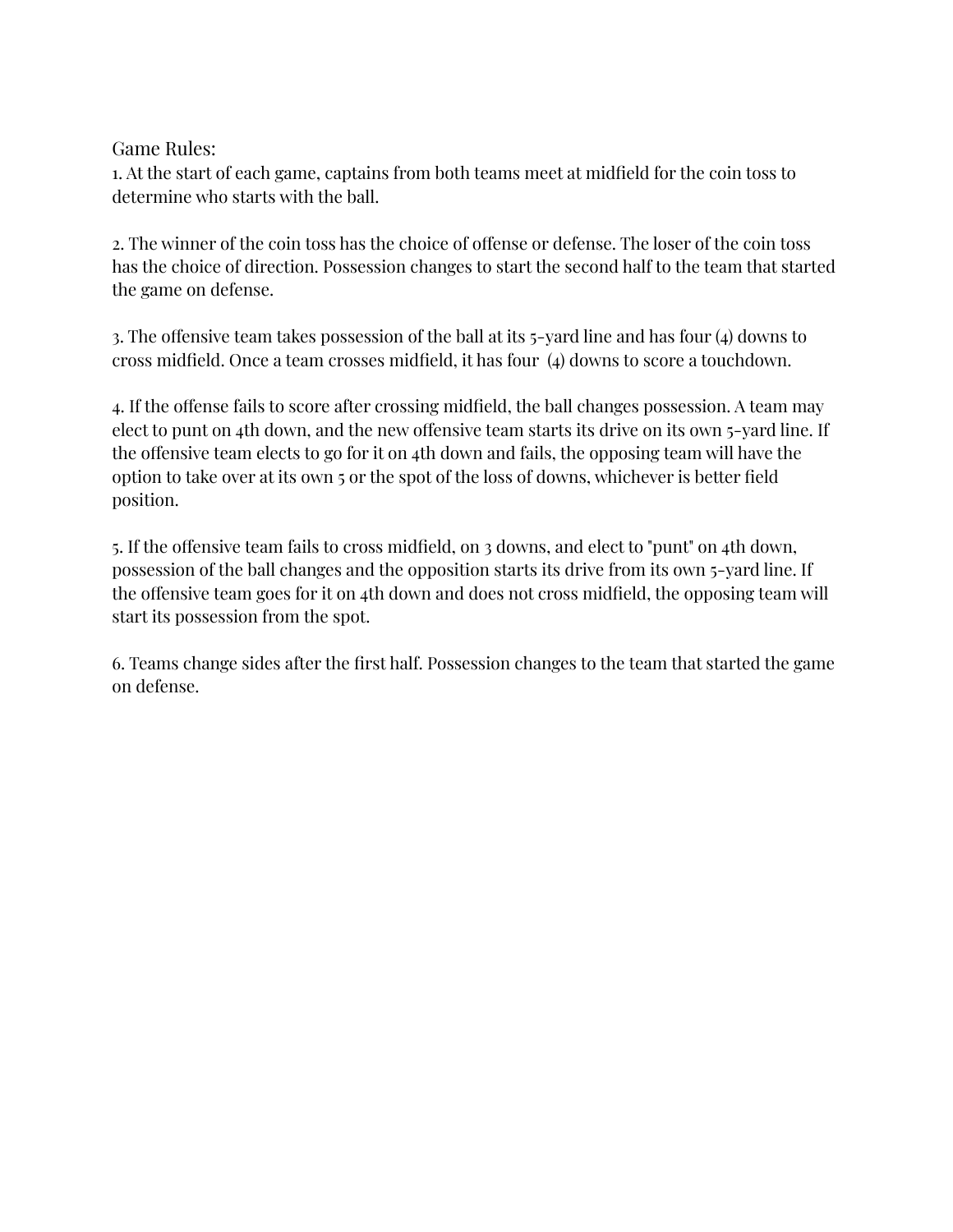Game Rules:

1. At the start of each game, captains from both teams meet at midfield for the coin toss to determine who starts with the ball.

2. The winner of the coin toss has the choice of offense or defense. The loser of the coin toss has the choice of direction. Possession changes to start the second half to the team that started the game on defense.

3. The offensive team takes possession of the ball at its 5-yard line and has four (4) downs to cross midfield. Once a team crosses midfield, it has four (4) downs to score a touchdown.

4. If the offense fails to score after crossing midfield, the ball changes possession. A team may elect to punt on 4th down, and the new offensive team starts its drive on its own 5-yard line. If the offensive team elects to go for it on 4th down and fails, the opposing team will have the option to take over at its own 5 or the spot of the loss of downs, whichever is better field position.

5. If the offensive team fails to cross midfield, on 3 downs, and elect to "punt" on 4th down, possession of the ball changes and the opposition starts its drive from its own 5-yard line. If the offensive team goes for it on 4th down and does not cross midfield, the opposing team will start its possession from the spot.

6. Teams change sides after the first half. Possession changes to the team that started the game on defense.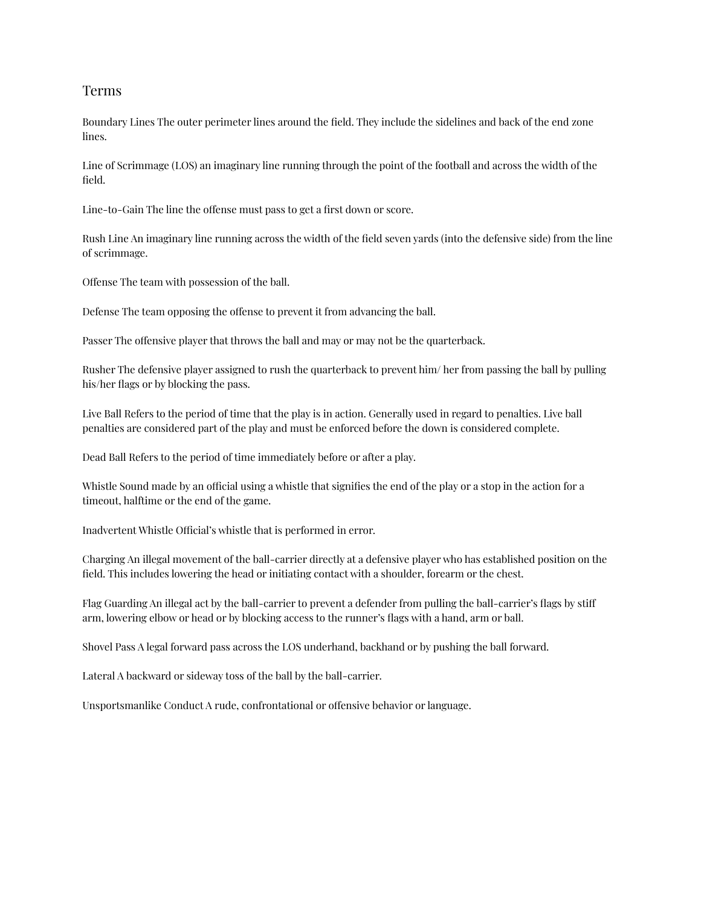## Terms

Boundary Lines The outer perimeter lines around the field. They include the sidelines and back of the end zone lines.

Line of Scrimmage (LOS) an imaginary line running through the point of the football and across the width of the field.

Line-to-Gain The line the offense must pass to get a first down or score.

Rush Line An imaginary line running across the width of the field seven yards (into the defensive side) from the line of scrimmage.

Offense The team with possession of the ball.

Defense The team opposing the offense to prevent it from advancing the ball.

Passer The offensive player that throws the ball and may or may not be the quarterback.

Rusher The defensive player assigned to rush the quarterback to prevent him/ her from passing the ball by pulling his/her flags or by blocking the pass.

Live Ball Refers to the period of time that the play is in action. Generally used in regard to penalties. Live ball penalties are considered part of the play and must be enforced before the down is considered complete.

Dead Ball Refers to the period of time immediately before or after a play.

Whistle Sound made by an official using a whistle that signifies the end of the play or a stop in the action for a timeout, halftime or the end of the game.

Inadvertent Whistle Official's whistle that is performed in error.

Charging An illegal movement of the ball-carrier directly at a defensive player who has established position on the field. This includes lowering the head or initiating contact with a shoulder, forearm or the chest.

Flag Guarding An illegal act by the ball-carrier to prevent a defender from pulling the ball-carrier's flags by stiff arm, lowering elbow or head or by blocking access to the runner's flags with a hand, arm or ball.

Shovel Pass A legal forward pass across the LOS underhand, backhand or by pushing the ball forward.

Lateral A backward or sideway toss of the ball by the ball-carrier.

Unsportsmanlike Conduct A rude, confrontational or offensive behavior or language.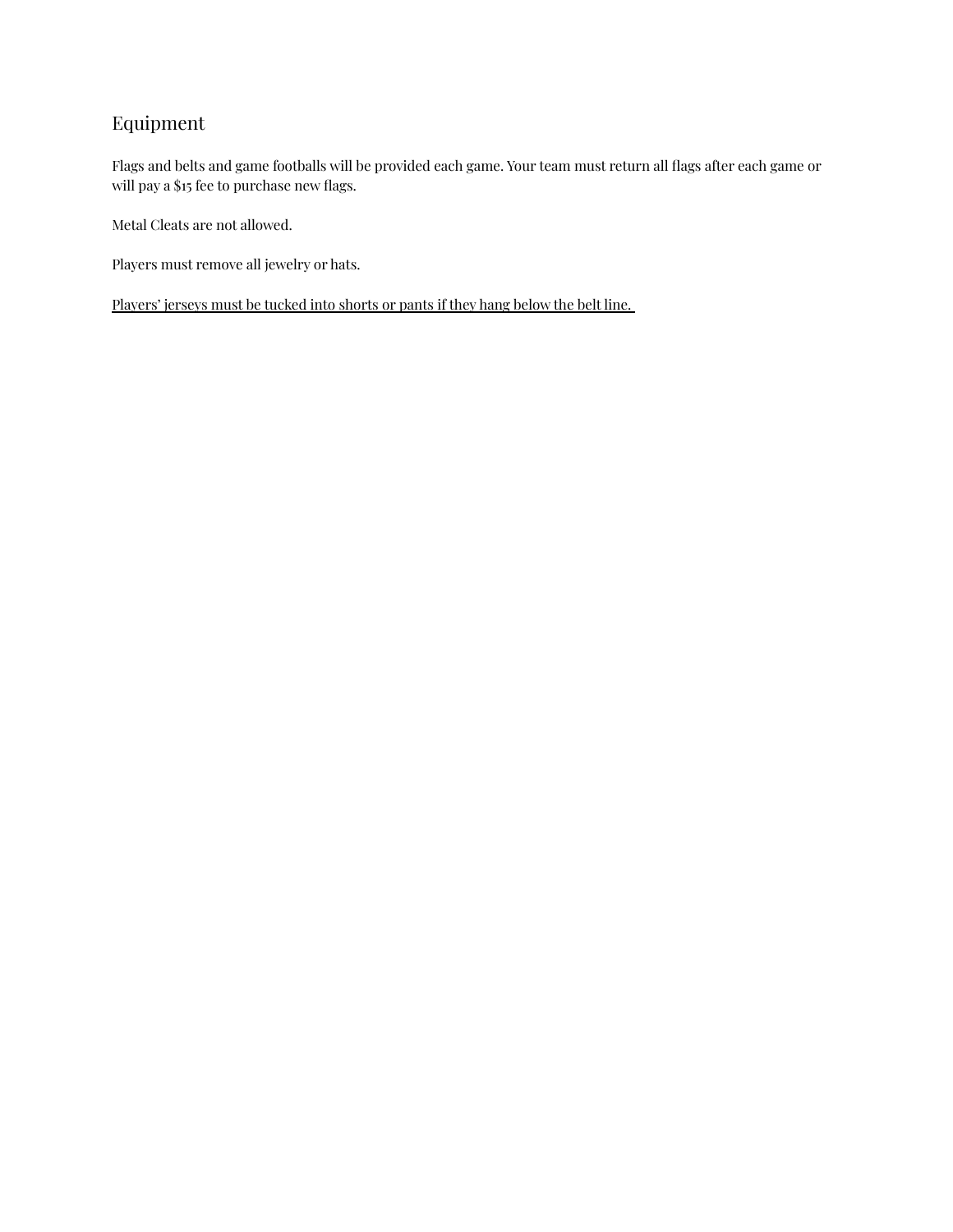## Equipment

Flags and belts and game footballs will be provided each game. Your team must return all flags after each game or will pay a $15 fee to purchase new flags.

Metal Cleats are not allowed.

Players must remove all jewelry or hats.

<u>Players' jerseys must be tucked into shorts or pants if they hang below the belt line.</u>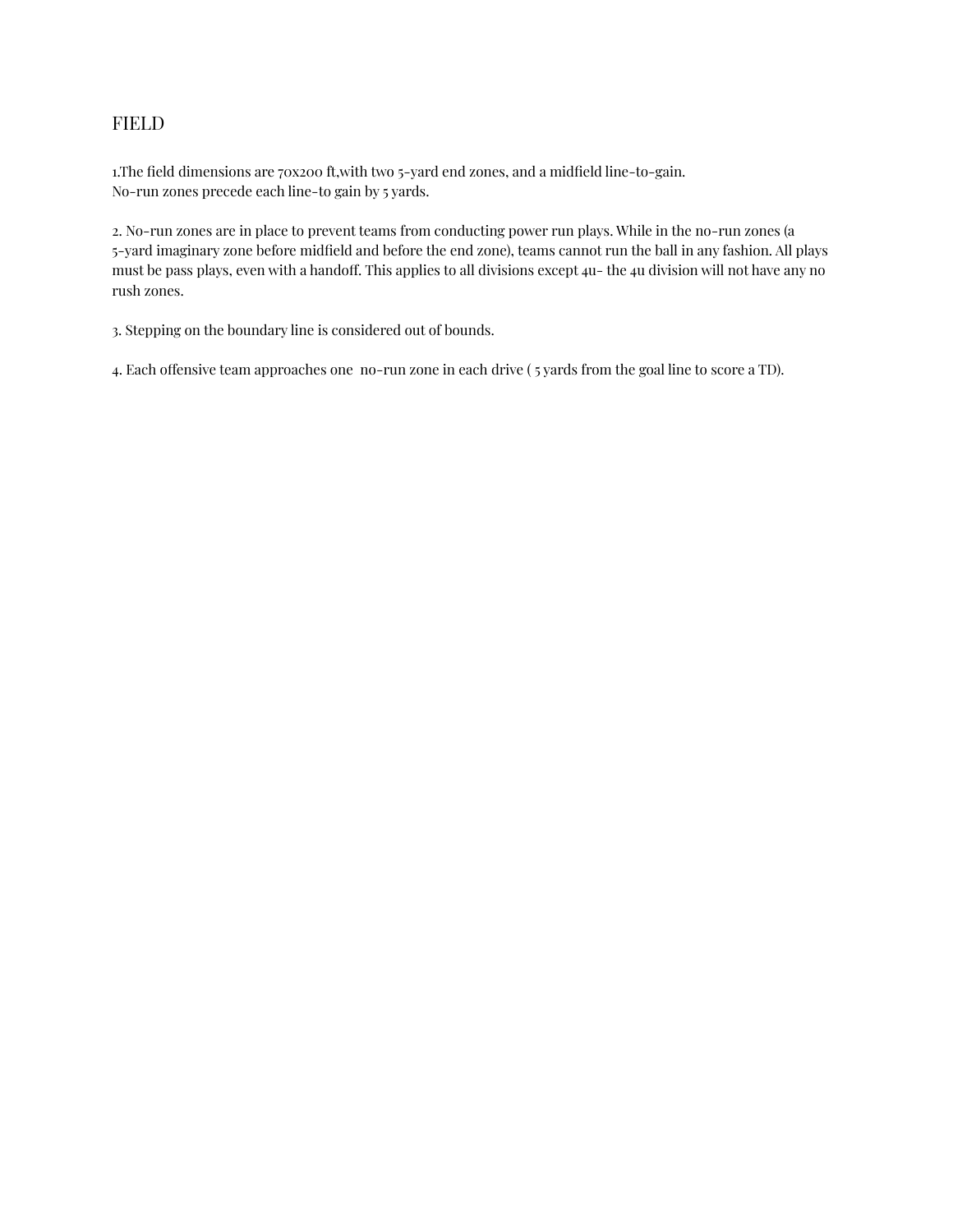# FIELD

1.The field dimensions are 70x200 ft,with two 5-yard end zones, and a midfield line-to-gain.
No-run zones precede each line-to gain by 5 yards.

2. No-run zones are in place to prevent teams from conducting power run plays. While in the no-run zones (a 5-yard imaginary zone before midfield and before the end zone), teams cannot run the ball in any fashion. All plays must be pass plays, even with a handoff. This applies to all divisions except 4u- the 4u division will not have any no rush zones.

3. Stepping on the boundary line is considered out of bounds.

4. Each offensive team approaches one no-run zone in each drive ( 5 yards from the goal line to score a TD).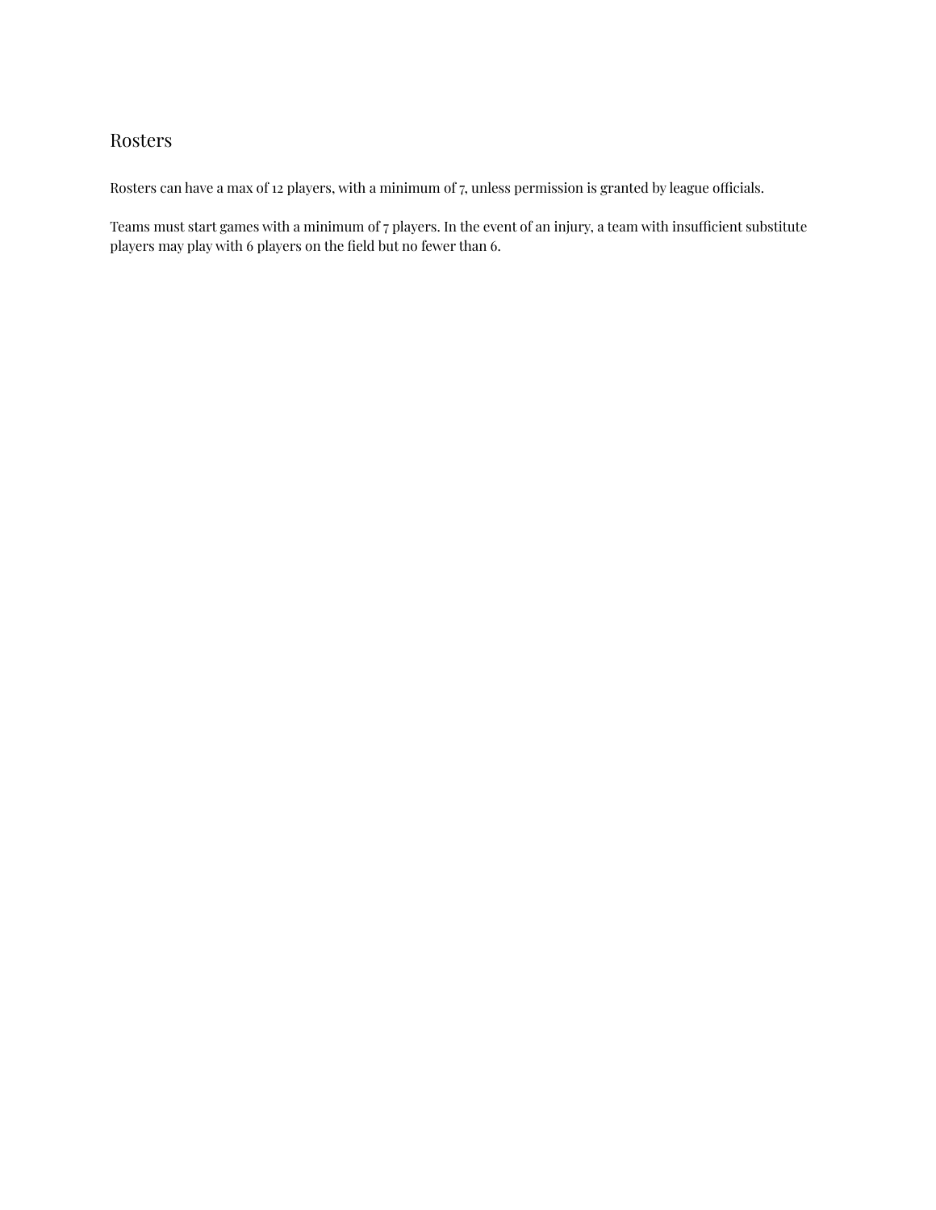## Rosters

Rosters can have a max of 12 players, with a minimum of 7, unless permission is granted by league officials.

Teams must start games with a minimum of 7 players. In the event of an injury, a team with insufficient substitute players may play with 6 players on the field but no fewer than 6.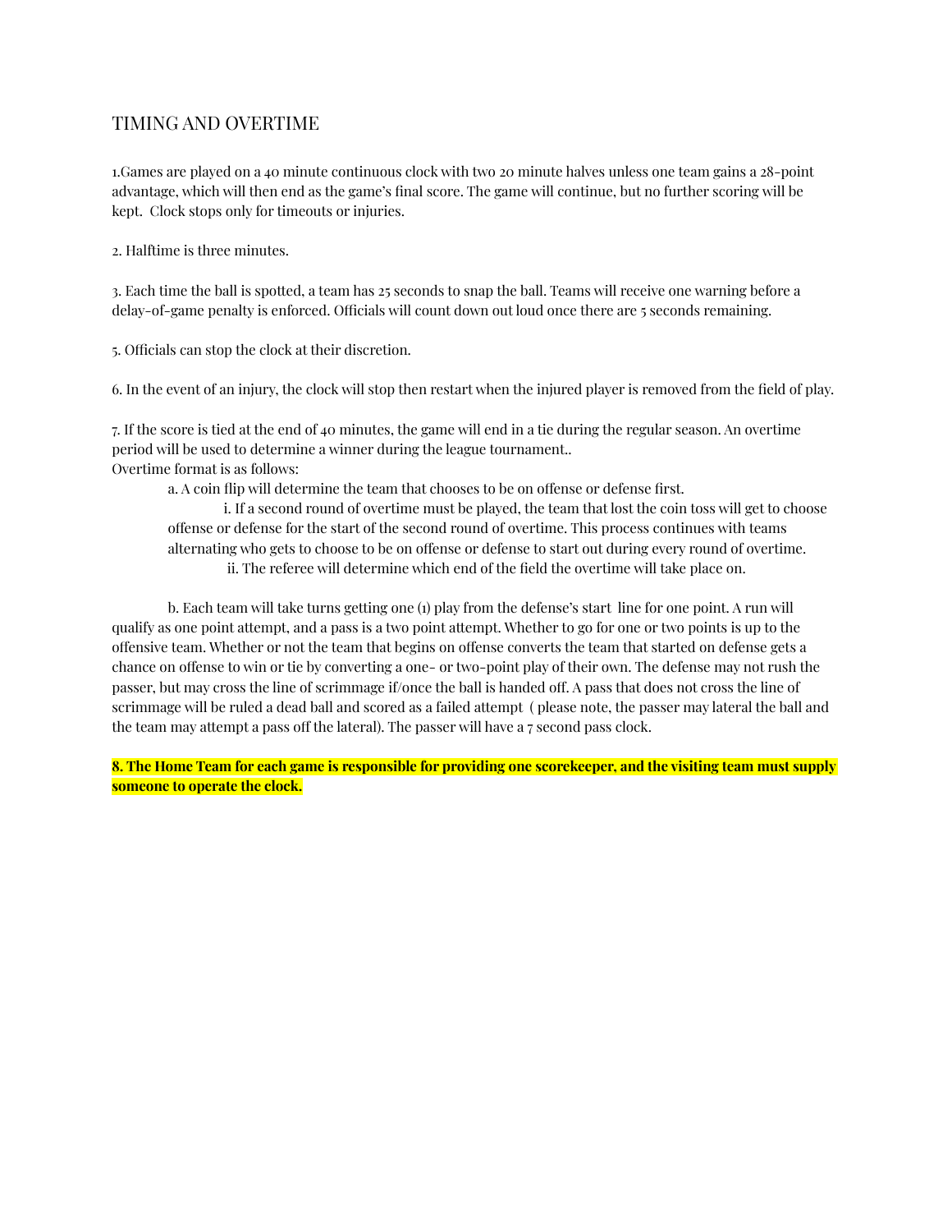## TIMING AND OVERTIME

1.Games are played on a 40 minute continuous clock with two 20 minute halves unless one team gains a 28-point advantage, which will then end as the game's final score. The game will continue, but no further scoring will be kept.  Clock stops only for timeouts or injuries.

2. Halftime is three minutes.

3. Each time the ball is spotted, a team has 25 seconds to snap the ball. Teams will receive one warning before a delay-of-game penalty is enforced. Officials will count down out loud once there are 5 seconds remaining.

5. Officials can stop the clock at their discretion.

6. In the event of an injury, the clock will stop then restart when the injured player is removed from the field of play.

7. If the score is tied at the end of 40 minutes, the game will end in a tie during the regular season. An overtime period will be used to determine a winner during the league tournament..
Overtime format is as follows:

a. A coin flip will determine the team that chooses to be on offense or defense first.

i. If a second round of overtime must be played, the team that lost the coin toss will get to choose offense or defense for the start of the second round of overtime. This process continues with teams alternating who gets to choose to be on offense or defense to start out during every round of overtime.

ii. The referee will determine which end of the field the overtime will take place on.

b. Each team will take turns getting one (1) play from the defense's start  line for one point. A run will qualify as one point attempt, and a pass is a two point attempt. Whether to go for one or two points is up to the offensive team. Whether or not the team that begins on offense converts the team that started on defense gets a chance on offense to win or tie by converting a one- or two-point play of their own. The defense may not rush the passer, but may cross the line of scrimmage if/once the ball is handed off. A pass that does not cross the line of scrimmage will be ruled a dead ball and scored as a failed attempt  ( please note, the passer may lateral the ball and the team may attempt a pass off the lateral). The passer will have a 7 second pass clock.

**8. The Home Team for each game is responsible for providing one scorekeeper, and the visiting team must supply someone to operate the clock.**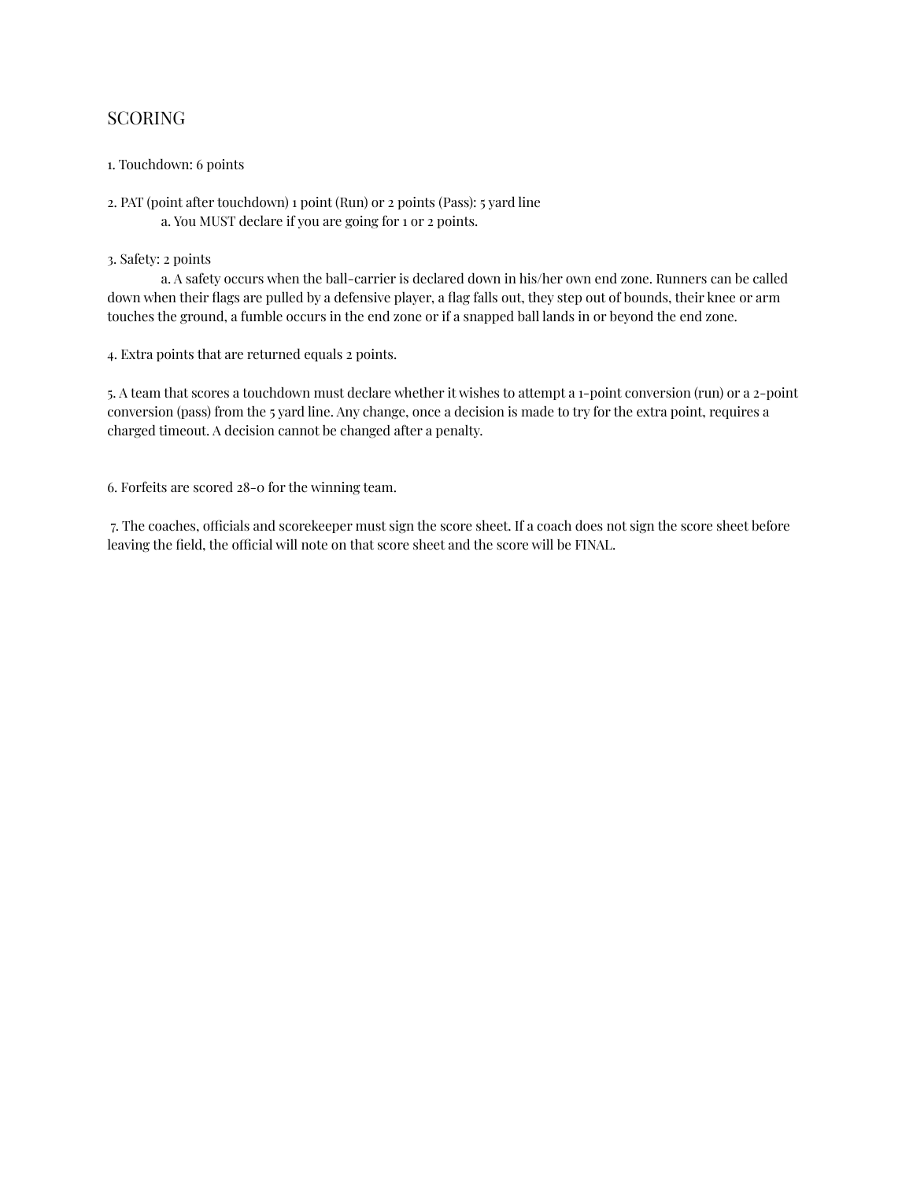## SCORING

1. Touchdown: 6 points

2. PAT (point after touchdown) 1 point (Run) or 2 points (Pass): 5 yard line
   a. You MUST declare if you are going for 1 or 2 points.

3. Safety: 2 points
   a. A safety occurs when the ball-carrier is declared down in his/her own end zone. Runners can be called down when their flags are pulled by a defensive player, a flag falls out, they step out of bounds, their knee or arm touches the ground, a fumble occurs in the end zone or if a snapped ball lands in or beyond the end zone.

4. Extra points that are returned equals 2 points.

5. A team that scores a touchdown must declare whether it wishes to attempt a 1-point conversion (run) or a 2-point conversion (pass) from the 5 yard line. Any change, once a decision is made to try for the extra point, requires a charged timeout. A decision cannot be changed after a penalty.

6. Forfeits are scored 28-0 for the winning team.

7. The coaches, officials and scorekeeper must sign the score sheet. If a coach does not sign the score sheet before leaving the field, the official will note on that score sheet and the score will be FINAL.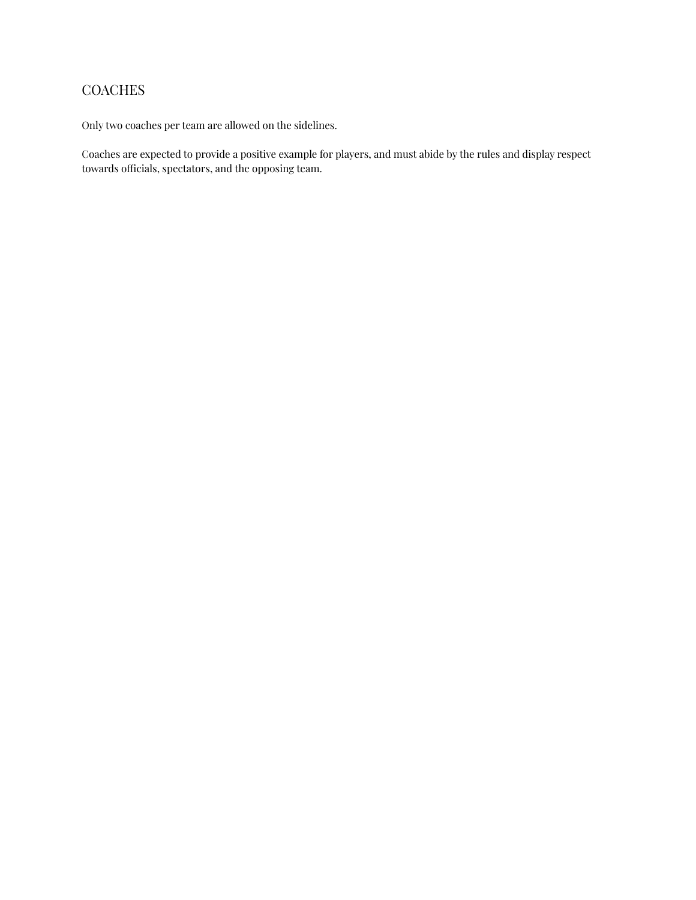## COACHES

Only two coaches per team are allowed on the sidelines.

Coaches are expected to provide a positive example for players, and must abide by the rules and display respect towards officials, spectators, and the opposing team.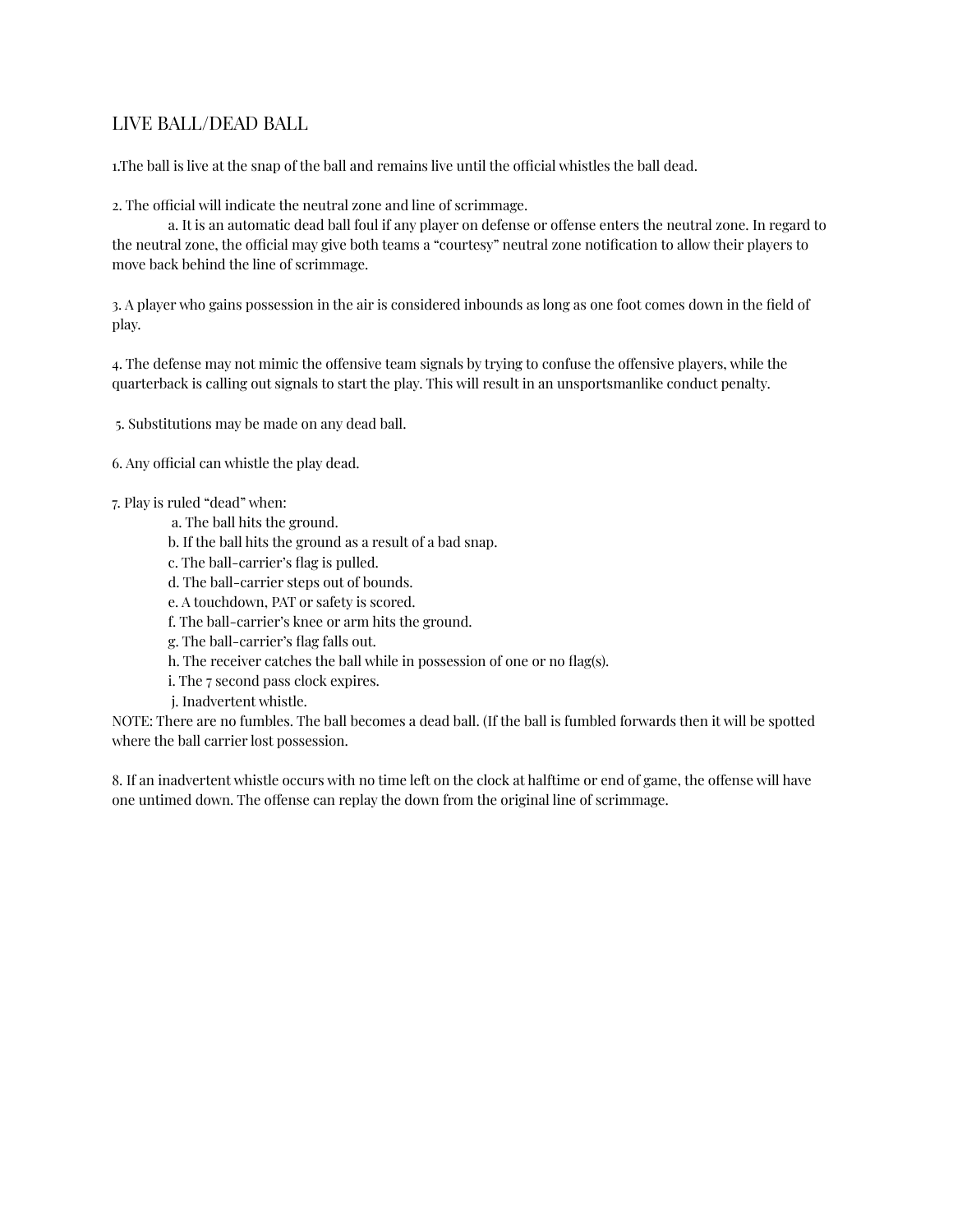## LIVE BALL/DEAD BALL

1.The ball is live at the snap of the ball and remains live until the official whistles the ball dead.

2. The official will indicate the neutral zone and line of scrimmage.

   a. It is an automatic dead ball foul if any player on defense or offense enters the neutral zone. In regard to the neutral zone, the official may give both teams a "courtesy" neutral zone notification to allow their players to move back behind the line of scrimmage.

3. A player who gains possession in the air is considered inbounds as long as one foot comes down in the field of play.

4. The defense may not mimic the offensive team signals by trying to confuse the offensive players, while the quarterback is calling out signals to start the play. This will result in an unsportsmanlike conduct penalty.

5. Substitutions may be made on any dead ball.

6. Any official can whistle the play dead.

7. Play is ruled "dead" when:

   a. The ball hits the ground.
   b. If the ball hits the ground as a result of a bad snap.
   c. The ball-carrier's flag is pulled.
   d. The ball-carrier steps out of bounds.
   e. A touchdown, PAT or safety is scored.
   f. The ball-carrier's knee or arm hits the ground.
   g. The ball-carrier's flag falls out.
   h. The receiver catches the ball while in possession of one or no flag(s).
   i. The 7 second pass clock expires.
   j. Inadvertent whistle.

NOTE: There are no fumbles. The ball becomes a dead ball. (If the ball is fumbled forwards then it will be spotted where the ball carrier lost possession.

8. If an inadvertent whistle occurs with no time left on the clock at halftime or end of game, the offense will have one untimed down. The offense can replay the down from the original line of scrimmage.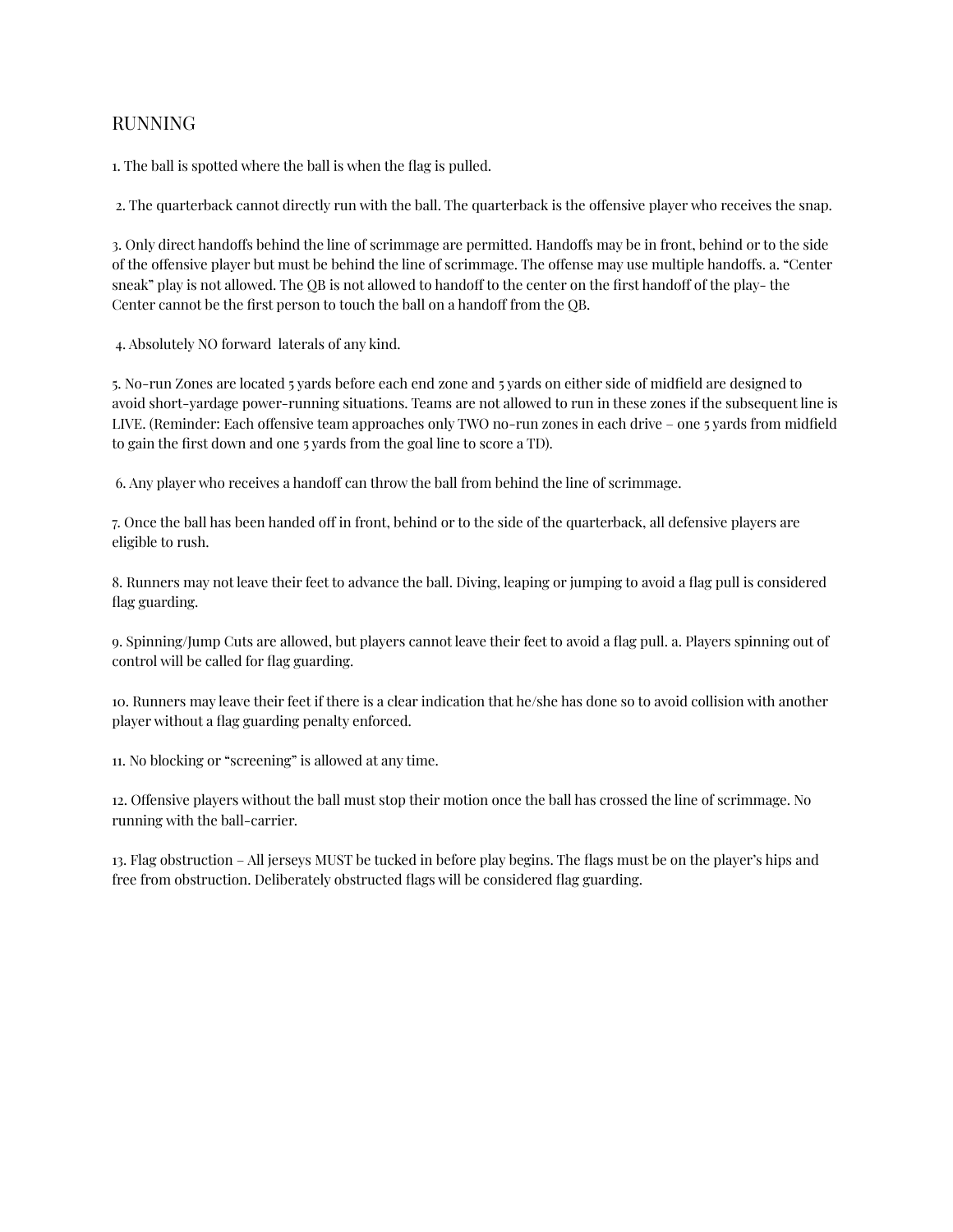## RUNNING

1. The ball is spotted where the ball is when the flag is pulled.

2. The quarterback cannot directly run with the ball. The quarterback is the offensive player who receives the snap.

3. Only direct handoffs behind the line of scrimmage are permitted. Handoffs may be in front, behind or to the side of the offensive player but must be behind the line of scrimmage. The offense may use multiple handoffs. a. "Center sneak" play is not allowed. The QB is not allowed to handoff to the center on the first handoff of the play- the Center cannot be the first person to touch the ball on a handoff from the QB.

4. Absolutely NO forward laterals of any kind.

5. No-run Zones are located 5 yards before each end zone and 5 yards on either side of midfield are designed to avoid short-yardage power-running situations. Teams are not allowed to run in these zones if the subsequent line is LIVE. (Reminder: Each offensive team approaches only TWO no-run zones in each drive – one 5 yards from midfield to gain the first down and one 5 yards from the goal line to score a TD).

6. Any player who receives a handoff can throw the ball from behind the line of scrimmage.

7. Once the ball has been handed off in front, behind or to the side of the quarterback, all defensive players are eligible to rush.

8. Runners may not leave their feet to advance the ball. Diving, leaping or jumping to avoid a flag pull is considered flag guarding.

9. Spinning/Jump Cuts are allowed, but players cannot leave their feet to avoid a flag pull. a. Players spinning out of control will be called for flag guarding.

10. Runners may leave their feet if there is a clear indication that he/she has done so to avoid collision with another player without a flag guarding penalty enforced.

11. No blocking or "screening" is allowed at any time.

12. Offensive players without the ball must stop their motion once the ball has crossed the line of scrimmage. No running with the ball-carrier.

13. Flag obstruction – All jerseys MUST be tucked in before play begins. The flags must be on the player's hips and free from obstruction. Deliberately obstructed flags will be considered flag guarding.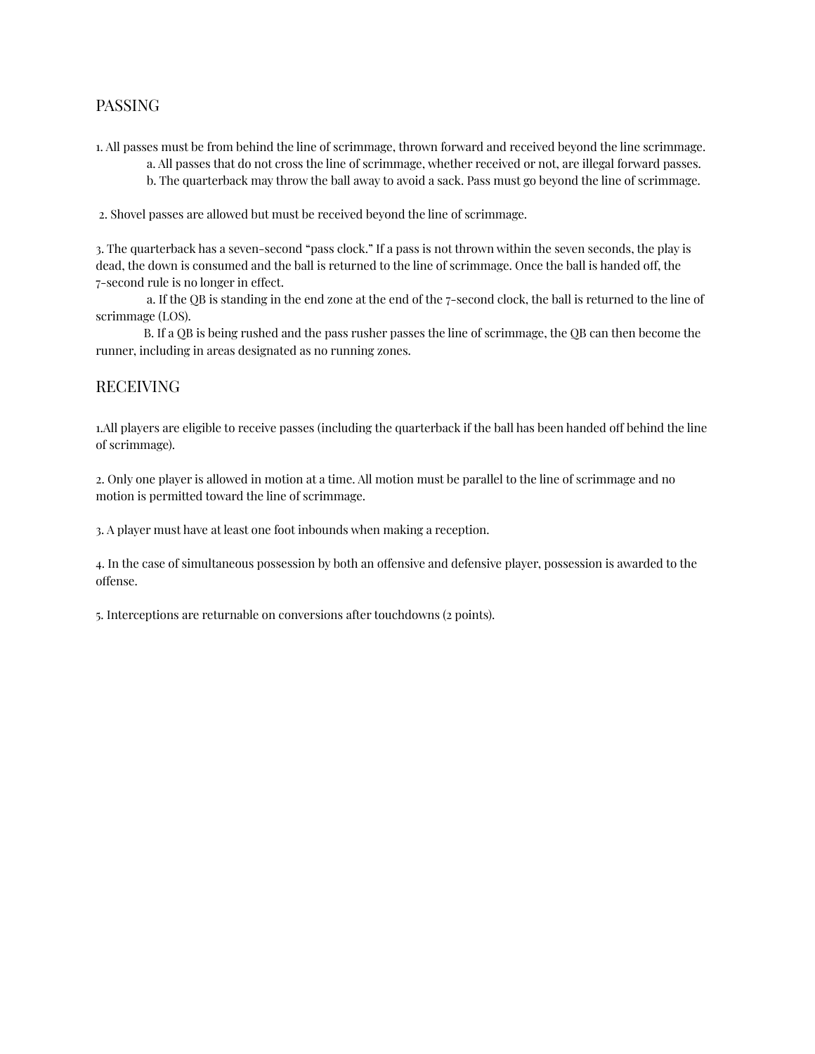## PASSING

1. All passes must be from behind the line of scrimmage, thrown forward and received beyond the line scrimmage.
   a. All passes that do not cross the line of scrimmage, whether received or not, are illegal forward passes.
   b. The quarterback may throw the ball away to avoid a sack. Pass must go beyond the line of scrimmage.

2. Shovel passes are allowed but must be received beyond the line of scrimmage.

3. The quarterback has a seven-second "pass clock." If a pass is not thrown within the seven seconds, the play is dead, the down is consumed and the ball is returned to the line of scrimmage. Once the ball is handed off, the 7-second rule is no longer in effect.
   a. If the QB is standing in the end zone at the end of the 7-second clock, the ball is returned to the line of scrimmage (LOS).
   B. If a QB is being rushed and the pass rusher passes the line of scrimmage, the QB can then become the runner, including in areas designated as no running zones.

## RECEIVING

1.All players are eligible to receive passes (including the quarterback if the ball has been handed off behind the line of scrimmage).

2. Only one player is allowed in motion at a time. All motion must be parallel to the line of scrimmage and no motion is permitted toward the line of scrimmage.

3. A player must have at least one foot inbounds when making a reception.

4. In the case of simultaneous possession by both an offensive and defensive player, possession is awarded to the offense.

5. Interceptions are returnable on conversions after touchdowns (2 points).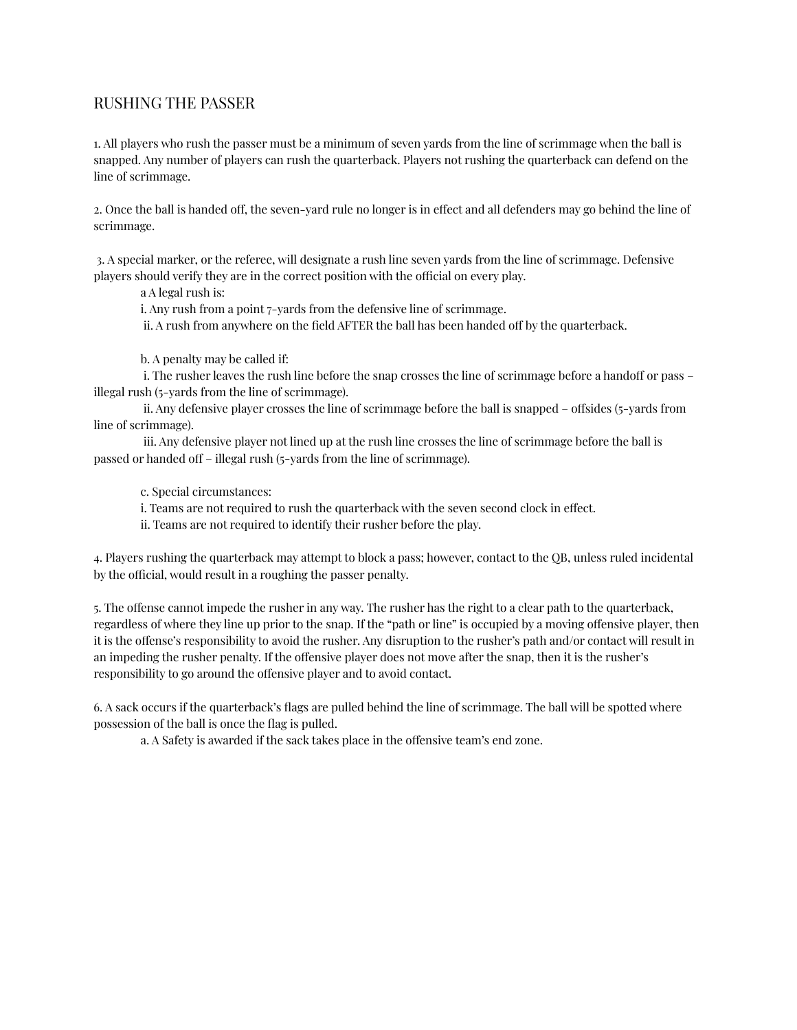## RUSHING THE PASSER

1. All players who rush the passer must be a minimum of seven yards from the line of scrimmage when the ball is snapped. Any number of players can rush the quarterback. Players not rushing the quarterback can defend on the line of scrimmage.

2. Once the ball is handed off, the seven-yard rule no longer is in effect and all defenders may go behind the line of scrimmage.

3. A special marker, or the referee, will designate a rush line seven yards from the line of scrimmage. Defensive players should verify they are in the correct position with the official on every play.

    a A legal rush is:

    i. Any rush from a point 7-yards from the defensive line of scrimmage.

    ii. A rush from anywhere on the field AFTER the ball has been handed off by the quarterback.

    b. A penalty may be called if:

    i. The rusher leaves the rush line before the snap crosses the line of scrimmage before a handoff or pass – illegal rush (5-yards from the line of scrimmage).

    ii. Any defensive player crosses the line of scrimmage before the ball is snapped – offsides (5-yards from line of scrimmage).

    iii. Any defensive player not lined up at the rush line crosses the line of scrimmage before the ball is passed or handed off – illegal rush (5-yards from the line of scrimmage).

    c. Special circumstances:

    i. Teams are not required to rush the quarterback with the seven second clock in effect.

    ii. Teams are not required to identify their rusher before the play.

4. Players rushing the quarterback may attempt to block a pass; however, contact to the QB, unless ruled incidental by the official, would result in a roughing the passer penalty.

5. The offense cannot impede the rusher in any way. The rusher has the right to a clear path to the quarterback, regardless of where they line up prior to the snap. If the "path or line" is occupied by a moving offensive player, then it is the offense's responsibility to avoid the rusher. Any disruption to the rusher's path and/or contact will result in an impeding the rusher penalty. If the offensive player does not move after the snap, then it is the rusher's responsibility to go around the offensive player and to avoid contact.

6. A sack occurs if the quarterback's flags are pulled behind the line of scrimmage. The ball will be spotted where possession of the ball is once the flag is pulled.

    a. A Safety is awarded if the sack takes place in the offensive team's end zone.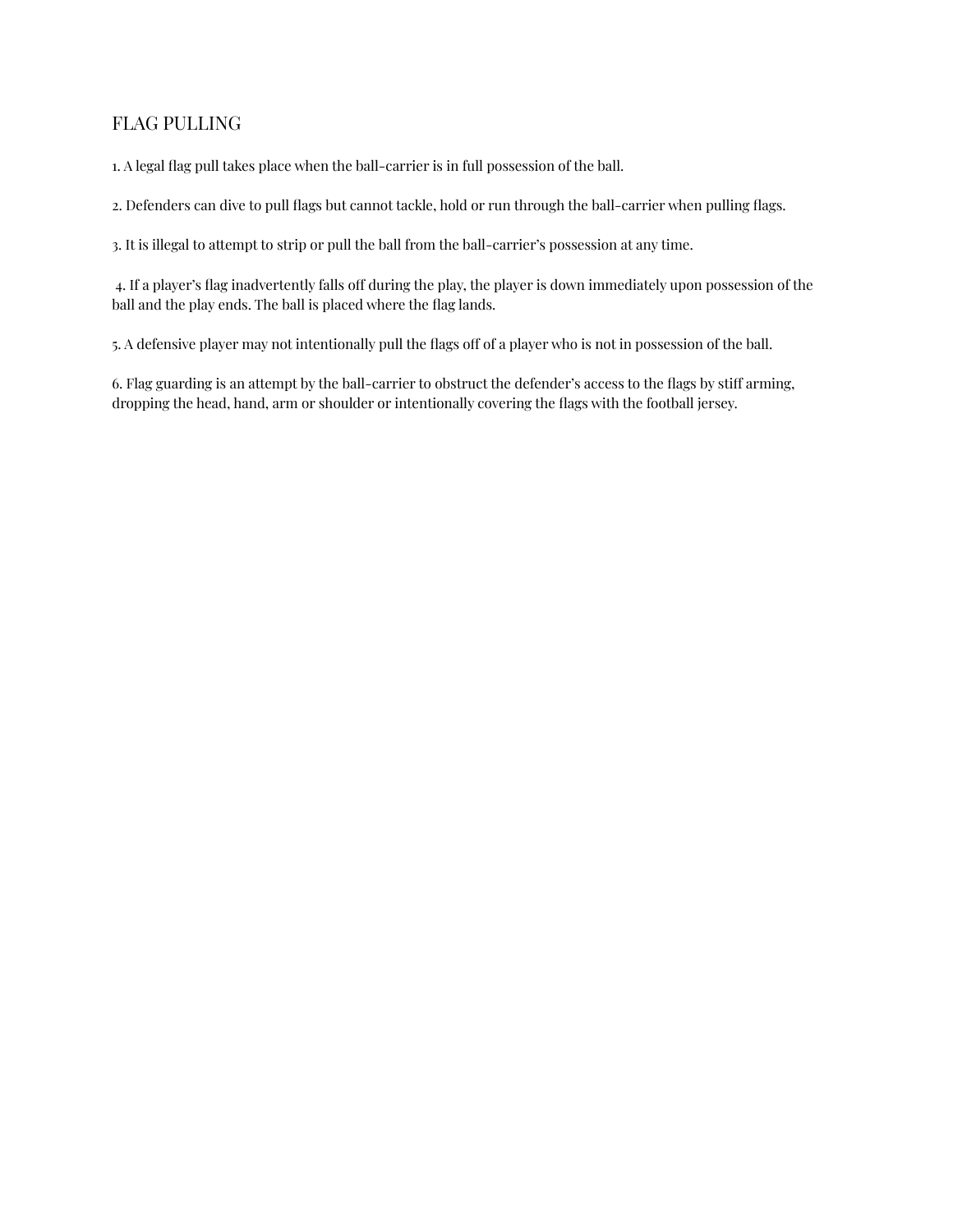## FLAG PULLING

1. A legal flag pull takes place when the ball-carrier is in full possession of the ball.

2. Defenders can dive to pull flags but cannot tackle, hold or run through the ball-carrier when pulling flags.

3. It is illegal to attempt to strip or pull the ball from the ball-carrier's possession at any time.

4. If a player's flag inadvertently falls off during the play, the player is down immediately upon possession of the ball and the play ends. The ball is placed where the flag lands.

5. A defensive player may not intentionally pull the flags off of a player who is not in possession of the ball.

6. Flag guarding is an attempt by the ball-carrier to obstruct the defender's access to the flags by stiff arming, dropping the head, hand, arm or shoulder or intentionally covering the flags with the football jersey.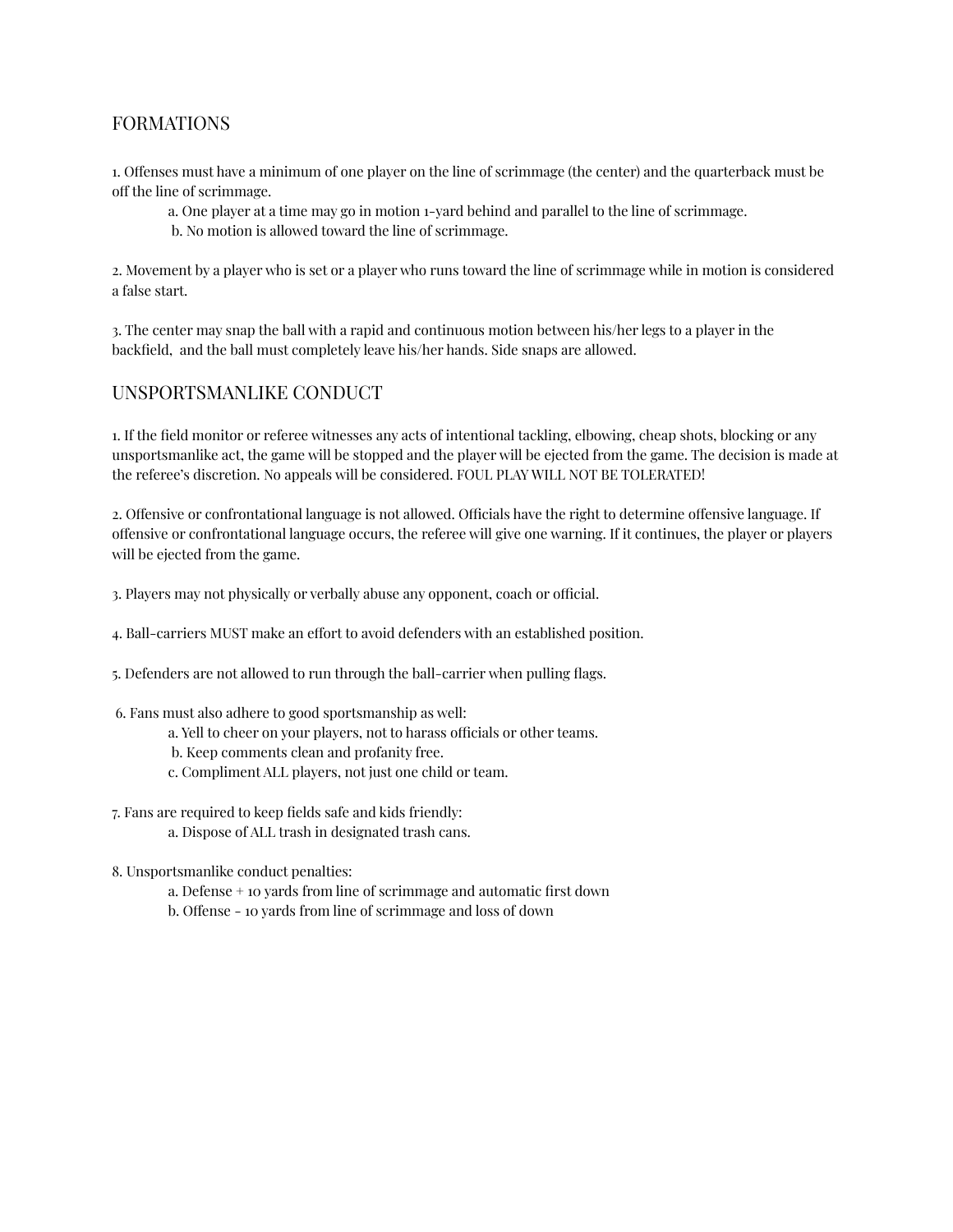## FORMATIONS

1. Offenses must have a minimum of one player on the line of scrimmage (the center) and the quarterback must be off the line of scrimmage.
    - a. One player at a time may go in motion 1-yard behind and parallel to the line of scrimmage.
    - b. No motion is allowed toward the line of scrimmage.

2. Movement by a player who is set or a player who runs toward the line of scrimmage while in motion is considered a false start.

3. The center may snap the ball with a rapid and continuous motion between his/her legs to a player in the backfield, and the ball must completely leave his/her hands. Side snaps are allowed.

## UNSPORTSMANLIKE CONDUCT

1. If the field monitor or referee witnesses any acts of intentional tackling, elbowing, cheap shots, blocking or any unsportsmanlike act, the game will be stopped and the player will be ejected from the game. The decision is made at the referee's discretion. No appeals will be considered. FOUL PLAY WILL NOT BE TOLERATED!

2. Offensive or confrontational language is not allowed. Officials have the right to determine offensive language. If offensive or confrontational language occurs, the referee will give one warning. If it continues, the player or players will be ejected from the game.

3. Players may not physically or verbally abuse any opponent, coach or official.

4. Ball-carriers MUST make an effort to avoid defenders with an established position.

5. Defenders are not allowed to run through the ball-carrier when pulling flags.

6. Fans must also adhere to good sportsmanship as well:
    - a. Yell to cheer on your players, not to harass officials or other teams.
    - b. Keep comments clean and profanity free.
    - c. Compliment ALL players, not just one child or team.

7. Fans are required to keep fields safe and kids friendly:
    - a. Dispose of ALL trash in designated trash cans.

8. Unsportsmanlike conduct penalties:
    - a. Defense + 10 yards from line of scrimmage and automatic first down
    - b. Offense - 10 yards from line of scrimmage and loss of down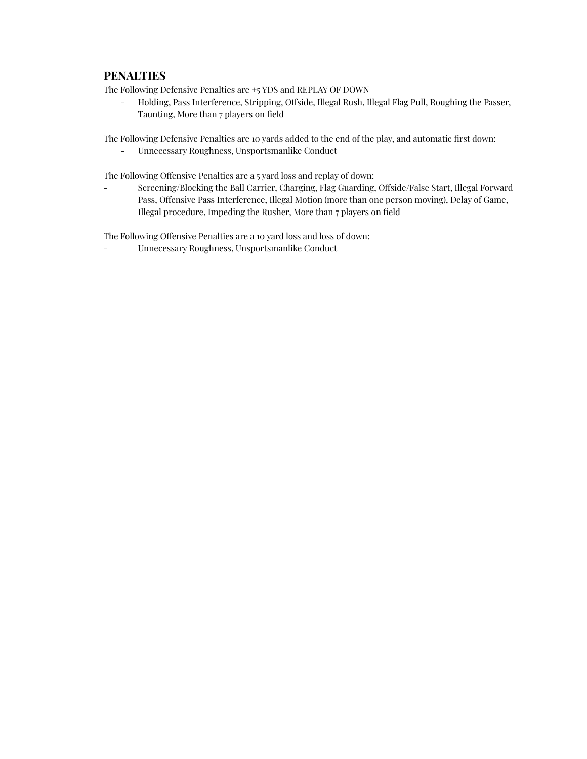## PENALTIES

The Following Defensive Penalties are +5 YDS and REPLAY OF DOWN

- Holding, Pass Interference, Stripping, Offside, Illegal Rush, Illegal Flag Pull, Roughing the Passer, Taunting, More than 7 players on field

The Following Defensive Penalties are 10 yards added to the end of the play, and automatic first down:

- Unnecessary Roughness, Unsportsmanlike Conduct

The Following Offensive Penalties are a 5 yard loss and replay of down:

- Screening/Blocking the Ball Carrier, Charging, Flag Guarding, Offside/False Start, Illegal Forward Pass, Offensive Pass Interference, Illegal Motion (more than one person moving), Delay of Game, Illegal procedure, Impeding the Rusher, More than 7 players on field

The Following Offensive Penalties are a 10 yard loss and loss of down:

- Unnecessary Roughness, Unsportsmanlike Conduct